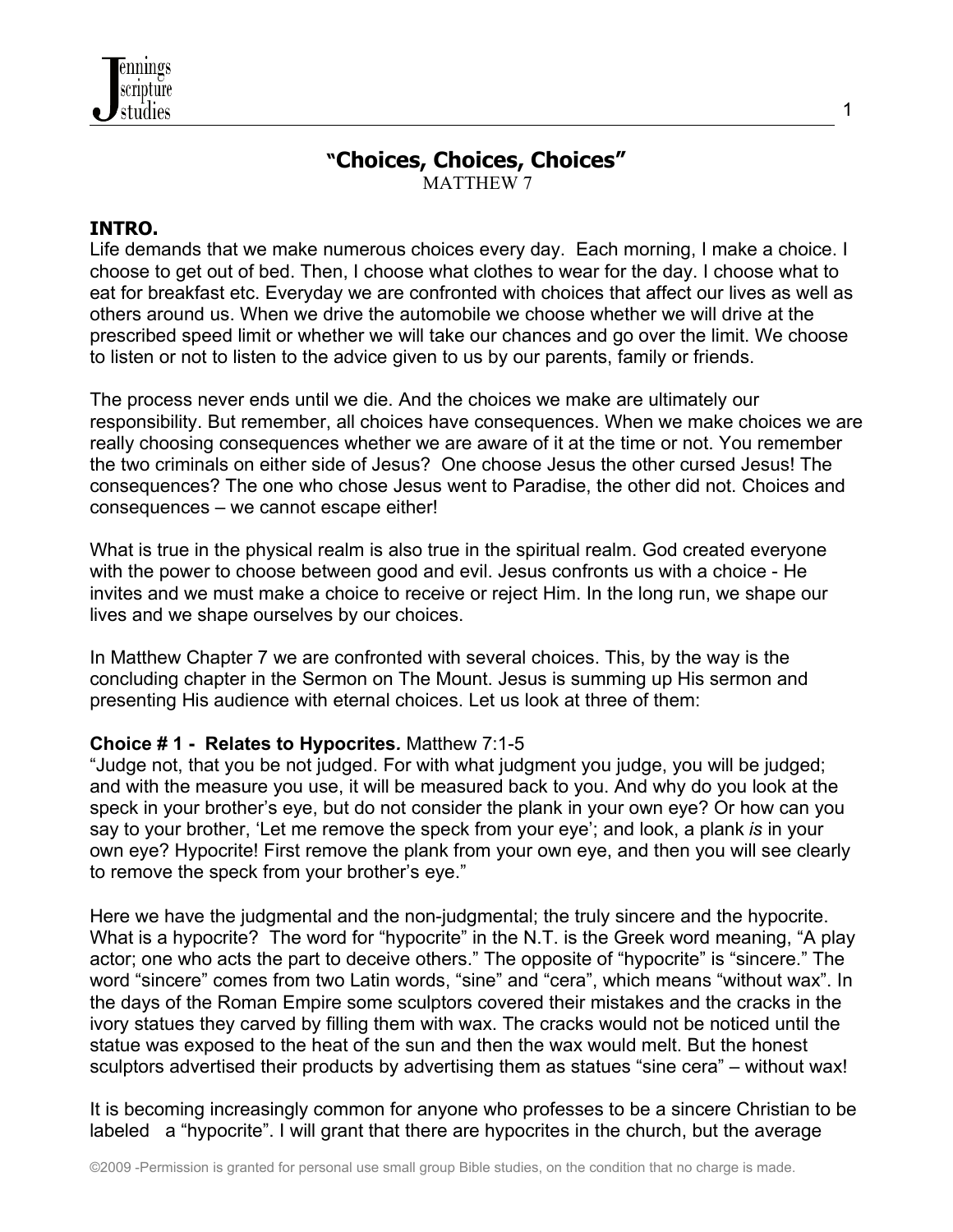# "Choices, Choices, Choices"

MATTHEW 7

**INTRO.**

Life demands that we make numerous choices every day. Each morning, I make a choice. I choose to get out of bed. Then, I choose what clothes to wear for the day. I choose what to eat for breakfast etc. Everyday we are confronted with choices that affect our lives as well as others around us. When we drive the automobile we choose whether we will drive at the prescribed speed limit or whether we will take our chances and go over the limit. We choose to listen or not to listen to the advice given to us by our parents, family or friends.

The process never ends until we die. And the choices we make are ultimately our responsibility. But remember, all choices have consequences. When we make choices we are really choosing consequences whether we are aware of it at the time or not. You remember the two criminals on either side of Jesus? One choose Jesus the other cursed Jesus! The consequences? The one who chose Jesus went to Paradise, the other did not. Choices and consequences – we cannot escape either!

What is true in the physical realm is also true in the spiritual realm. God created everyone with the power to choose between good and evil. Jesus confronts us with a choice - He invites and we must make a choice to receive or reject Him. In the long run, we shape our lives and we shape ourselves by our choices.

In Matthew Chapter 7 we are confronted with several choices. This, by the way is the concluding chapter in the Sermon on The Mount. Jesus is summing up His sermon and presenting His audience with eternal choices. Let us look at three of them:

**Choice # 1 - Relates to Hypocrites.** Matthew 7:1-5

"Judge not, that you be not judged. For with what judgment you judge, you will be judged; and with the measure you use, it will be measured back to you. And why do you look at the speck in your brother's eye, but do not consider the plank in your own eye? Or how can you say to your brother, 'Let me remove the speck from your eye'; and look, a plank *is* in your own eye? Hypocrite! First remove the plank from your own eye, and then you will see clearly to remove the speck from your brother's eye."

Here we have the judgmental and the non-judgmental; the truly sincere and the hypocrite. What is a hypocrite? The word for "hypocrite" in the N.T. is the Greek word meaning, "A play actor; one who acts the part to deceive others." The opposite of "hypocrite" is "sincere." The word "sincere" comes from two Latin words, "sine" and "cera", which means "without wax". In the days of the Roman Empire some sculptors covered their mistakes and the cracks in the ivory statues they carved by filling them with wax. The cracks would not be noticed until the statue was exposed to the heat of the sun and then the wax would melt. But the honest sculptors advertised their products by advertising them as statues "sine cera" – without wax!

It is becoming increasingly common for anyone who professes to be a sincere Christian to be labeled a "hypocrite". I will grant that there are hypocrites in the church, but the average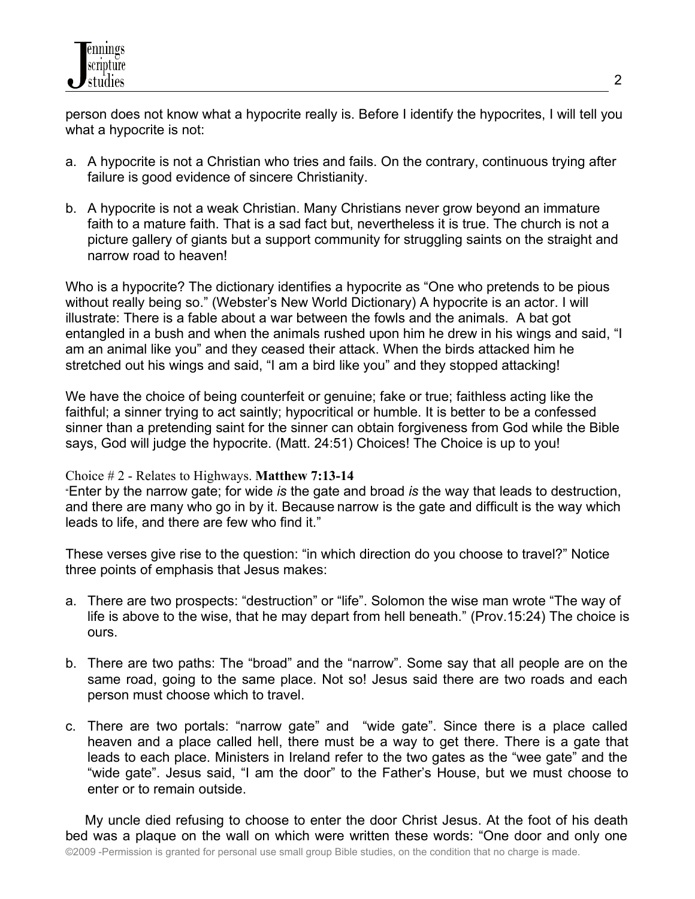person does not know what a hypocrite really is. Before I identify the hypocrites, I will tell you what a hypocrite is not:

a. A hypocrite is not a Christian who tries and fails. On the contrary, continuous trying after failure is good evidence of sincere Christianity.

b. A hypocrite is not a weak Christian. Many Christians never grow beyond an immature faith to a mature faith. That is a sad fact but, nevertheless it is true. The church is not a picture gallery of giants but a support community for struggling saints on the straight and narrow road to heaven!

Who is a hypocrite? The dictionary identifies a hypocrite as "One who pretends to be pious without really being so." (Webster's New World Dictionary) A hypocrite is an actor. I will illustrate: There is a fable about a war between the fowls and the animals. A bat got entangled in a bush and when the animals rushed upon him he drew in his wings and said, "I am an animal like you" and they ceased their attack. When the birds attacked him he stretched out his wings and said, "I am a bird like you" and they stopped attacking!

We have the choice of being counterfeit or genuine; fake or true; faithless acting like the faithful; a sinner trying to act saintly; hypocritical or humble. It is better to be a confessed sinner than a pretending saint for the sinner can obtain forgiveness from God while the Bible says, God will judge the hypocrite. (Matt. 24:51) Choices! The Choice is up to you!

Choice # 2 - Relates to Highways. **Matthew 7:13-14**
"Enter by the narrow gate; for wide *is* the gate and broad *is* the way that leads to destruction, and there are many who go in by it. Because narrow is the gate and difficult is the way which leads to life, and there are few who find it."

These verses give rise to the question: "in which direction do you choose to travel?" Notice three points of emphasis that Jesus makes:

a. There are two prospects: "destruction" or "life". Solomon the wise man wrote "The way of life is above to the wise, that he may depart from hell beneath." (Prov.15:24) The choice is ours.

b. There are two paths: The "broad" and the "narrow". Some say that all people are on the same road, going to the same place. Not so! Jesus said there are two roads and each person must choose which to travel.

c. There are two portals: "narrow gate" and "wide gate". Since there is a place called heaven and a place called hell, there must be a way to get there. There is a gate that leads to each place. Ministers in Ireland refer to the two gates as the "wee gate" and the "wide gate". Jesus said, "I am the door" to the Father's House, but we must choose to enter or to remain outside.

My uncle died refusing to choose to enter the door Christ Jesus. At the foot of his death bed was a plaque on the wall on which were written these words: "One door and only one

©2009 -Permission is granted for personal use small group Bible studies, on the condition that no charge is made.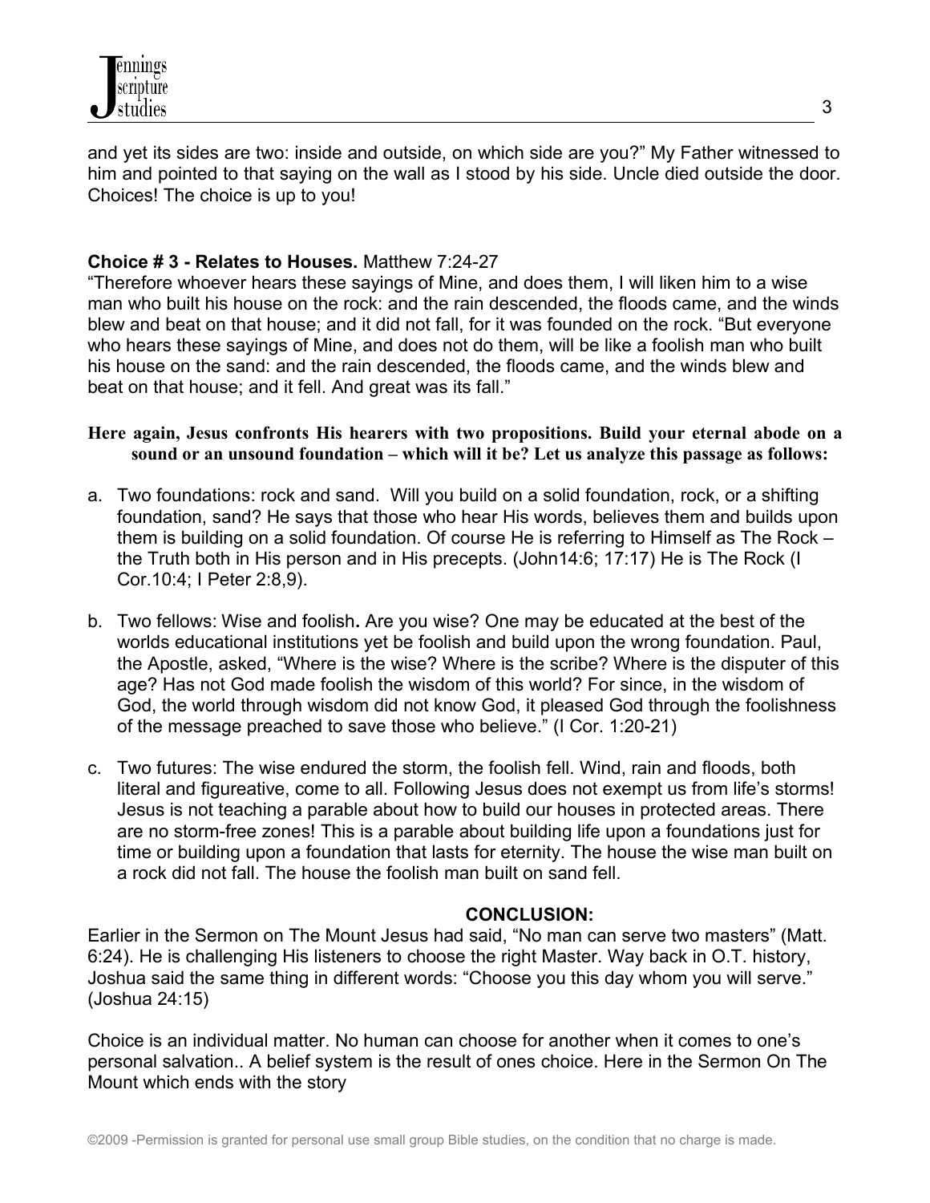and yet its sides are two: inside and outside, on which side are you?" My Father witnessed to him and pointed to that saying on the wall as I stood by his side. Uncle died outside the door. Choices! The choice is up to you!

**Choice # 3 - Relates to Houses.** Matthew 7:24-27

"Therefore whoever hears these sayings of Mine, and does them, I will liken him to a wise man who built his house on the rock: and the rain descended, the floods came, and the winds blew and beat on that house; and it did not fall, for it was founded on the rock. "But everyone who hears these sayings of Mine, and does not do them, will be like a foolish man who built his house on the sand: and the rain descended, the floods came, and the winds blew and beat on that house; and it fell. And great was its fall."

**Here again, Jesus confronts His hearers with two propositions. Build your eternal abode on a sound or an unsound foundation – which will it be? Let us analyze this passage as follows:**

a. Two foundations: rock and sand. Will you build on a solid foundation, rock, or a shifting foundation, sand? He says that those who hear His words, believes them and builds upon them is building on a solid foundation. Of course He is referring to Himself as The Rock – the Truth both in His person and in His precepts. (John14:6; 17:17) He is The Rock (I Cor.10:4; I Peter 2:8,9).

b. Two fellows: Wise and foolish**.** Are you wise? One may be educated at the best of the worlds educational institutions yet be foolish and build upon the wrong foundation. Paul, the Apostle, asked, "Where is the wise? Where is the scribe? Where is the disputer of this age? Has not God made foolish the wisdom of this world? For since, in the wisdom of God, the world through wisdom did not know God, it pleased God through the foolishness of the message preached to save those who believe." (I Cor. 1:20-21)

c. Two futures: The wise endured the storm, the foolish fell. Wind, rain and floods, both literal and figureative, come to all. Following Jesus does not exempt us from life's storms! Jesus is not teaching a parable about how to build our houses in protected areas. There are no storm-free zones! This is a parable about building life upon a foundations just for time or building upon a foundation that lasts for eternity. The house the wise man built on a rock did not fall. The house the foolish man built on sand fell.

**CONCLUSION:**

Earlier in the Sermon on The Mount Jesus had said, "No man can serve two masters" (Matt. 6:24). He is challenging His listeners to choose the right Master. Way back in O.T. history, Joshua said the same thing in different words: "Choose you this day whom you will serve." (Joshua 24:15)

Choice is an individual matter. No human can choose for another when it comes to one's personal salvation.. A belief system is the result of ones choice. Here in the Sermon On The Mount which ends with the story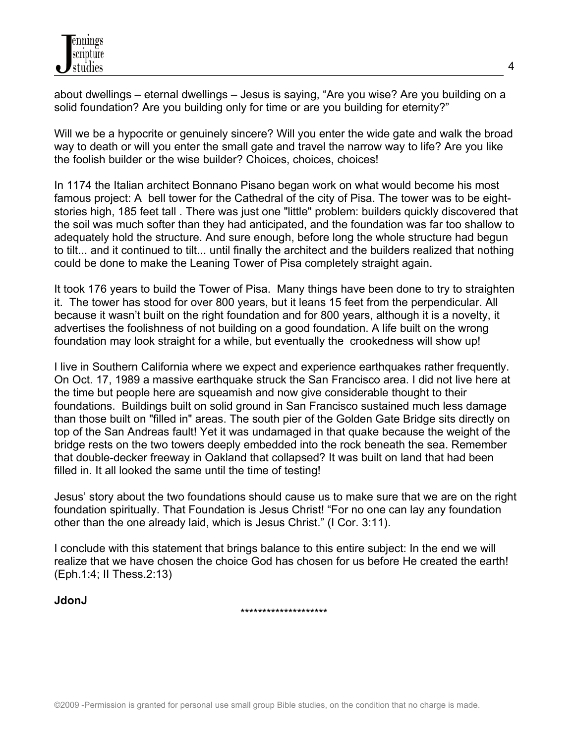about dwellings – eternal dwellings – Jesus is saying, "Are you wise? Are you building on a solid foundation? Are you building only for time or are you building for eternity?"

Will we be a hypocrite or genuinely sincere? Will you enter the wide gate and walk the broad way to death or will you enter the small gate and travel the narrow way to life? Are you like the foolish builder or the wise builder? Choices, choices, choices!

In 1174 the Italian architect Bonnano Pisano began work on what would become his most famous project: A bell tower for the Cathedral of the city of Pisa. The tower was to be eight-stories high, 185 feet tall . There was just one "little" problem: builders quickly discovered that the soil was much softer than they had anticipated, and the foundation was far too shallow to adequately hold the structure. And sure enough, before long the whole structure had begun to tilt... and it continued to tilt... until finally the architect and the builders realized that nothing could be done to make the Leaning Tower of Pisa completely straight again.

It took 176 years to build the Tower of Pisa. Many things have been done to try to straighten it. The tower has stood for over 800 years, but it leans 15 feet from the perpendicular. All because it wasn't built on the right foundation and for 800 years, although it is a novelty, it advertises the foolishness of not building on a good foundation. A life built on the wrong foundation may look straight for a while, but eventually the crookedness will show up!

I live in Southern California where we expect and experience earthquakes rather frequently. On Oct. 17, 1989 a massive earthquake struck the San Francisco area. I did not live here at the time but people here are squeamish and now give considerable thought to their foundations. Buildings built on solid ground in San Francisco sustained much less damage than those built on "filled in" areas. The south pier of the Golden Gate Bridge sits directly on top of the San Andreas fault! Yet it was undamaged in that quake because the weight of the bridge rests on the two towers deeply embedded into the rock beneath the sea. Remember that double-decker freeway in Oakland that collapsed? It was built on land that had been filled in. It all looked the same until the time of testing!

Jesus' story about the two foundations should cause us to make sure that we are on the right foundation spiritually. That Foundation is Jesus Christ! "For no one can lay any foundation other than the one already laid, which is Jesus Christ." (I Cor. 3:11).

I conclude with this statement that brings balance to this entire subject: In the end we will realize that we have chosen the choice God has chosen for us before He created the earth! (Eph.1:4; II Thess.2:13)

**JdonJ**

********************

©2009 -Permission is granted for personal use small group Bible studies, on the condition that no charge is made.